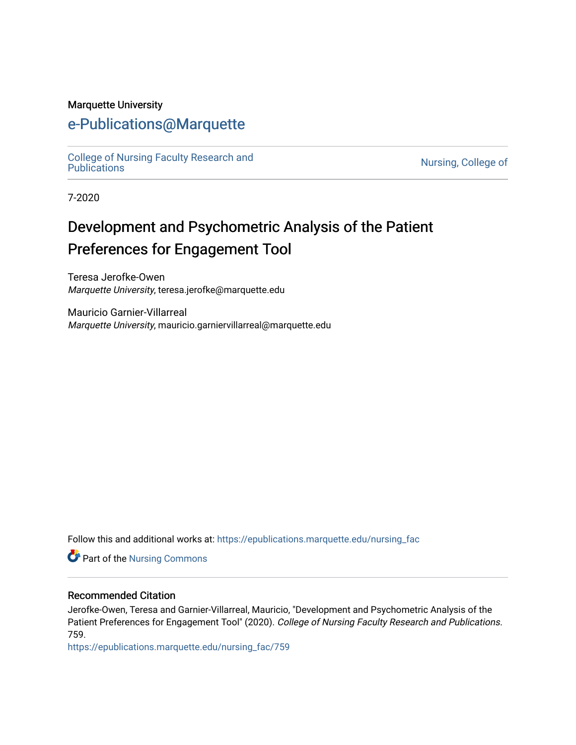Marquette University

# e-Publications@Marquette

College of Nursing Faculty Research and Publications

Nursing, College of

7-2020

## Development and Psychometric Analysis of the Patient Preferences for Engagement Tool

Teresa Jerofke-Owen
*Marquette University*, teresa.jerofke@marquette.edu

Mauricio Garnier-Villarreal
*Marquette University*, mauricio.garniervillarreal@marquette.edu

Follow this and additional works at: https://epublications.marquette.edu/nursing_fac

Part of the Nursing Commons

### Recommended Citation

Jerofke-Owen, Teresa and Garnier-Villarreal, Mauricio, "Development and Psychometric Analysis of the Patient Preferences for Engagement Tool" (2020). *College of Nursing Faculty Research and Publications*. 759.
https://epublications.marquette.edu/nursing_fac/759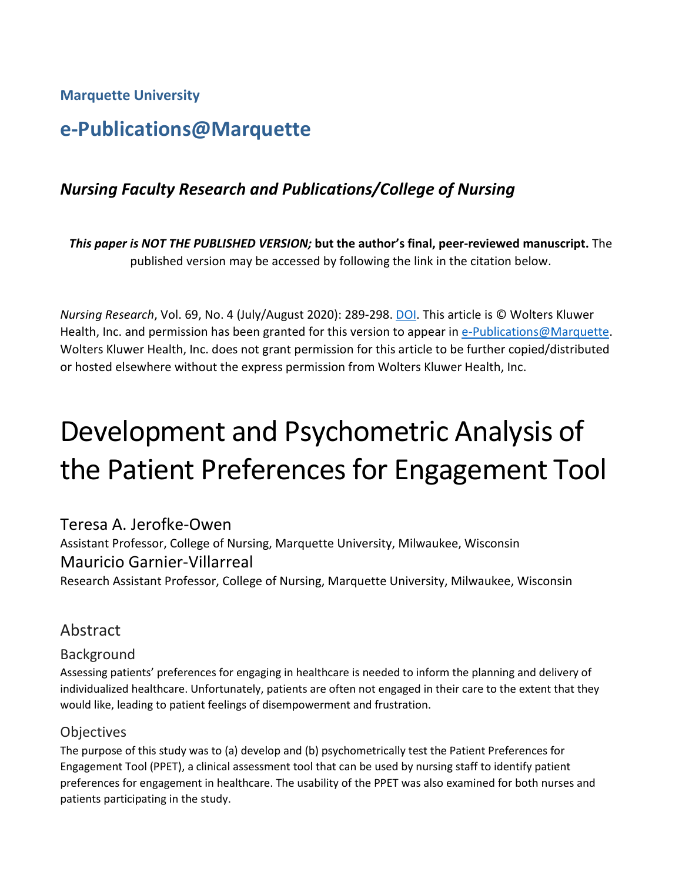**Marquette University**

# e-Publications@Marquette

## *Nursing Faculty Research and Publications/College of Nursing*

***This paper is NOT THE PUBLISHED VERSION;* but the author's final, peer-reviewed manuscript.** The published version may be accessed by following the link in the citation below.

*Nursing Research*, Vol. 69, No. 4 (July/August 2020): 289-298. DOI. This article is © Wolters Kluwer Health, Inc. and permission has been granted for this version to appear in e-Publications@Marquette. Wolters Kluwer Health, Inc. does not grant permission for this article to be further copied/distributed or hosted elsewhere without the express permission from Wolters Kluwer Health, Inc.

# Development and Psychometric Analysis of the Patient Preferences for Engagement Tool

Teresa A. Jerofke-Owen
Assistant Professor, College of Nursing, Marquette University, Milwaukee, Wisconsin

Mauricio Garnier-Villarreal
Research Assistant Professor, College of Nursing, Marquette University, Milwaukee, Wisconsin

## Abstract

### Background

Assessing patients' preferences for engaging in healthcare is needed to inform the planning and delivery of individualized healthcare. Unfortunately, patients are often not engaged in their care to the extent that they would like, leading to patient feelings of disempowerment and frustration.

### Objectives

The purpose of this study was to (a) develop and (b) psychometrically test the Patient Preferences for Engagement Tool (PPET), a clinical assessment tool that can be used by nursing staff to identify patient preferences for engagement in healthcare. The usability of the PPET was also examined for both nurses and patients participating in the study.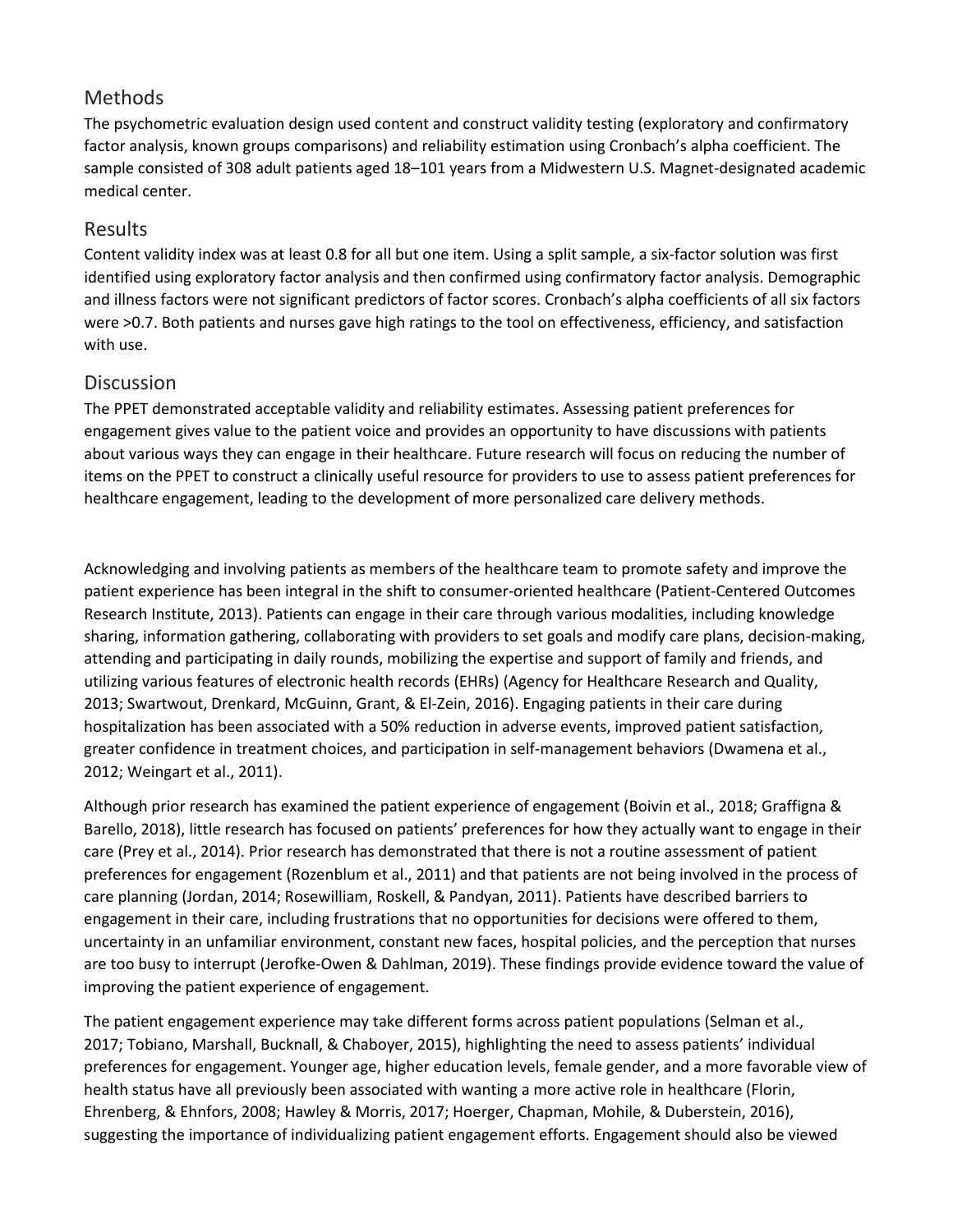## Methods

The psychometric evaluation design used content and construct validity testing (exploratory and confirmatory factor analysis, known groups comparisons) and reliability estimation using Cronbach's alpha coefficient. The sample consisted of 308 adult patients aged 18–101 years from a Midwestern U.S. Magnet-designated academic medical center.

## Results

Content validity index was at least 0.8 for all but one item. Using a split sample, a six-factor solution was first identified using exploratory factor analysis and then confirmed using confirmatory factor analysis. Demographic and illness factors were not significant predictors of factor scores. Cronbach's alpha coefficients of all six factors were >0.7. Both patients and nurses gave high ratings to the tool on effectiveness, efficiency, and satisfaction with use.

## Discussion

The PPET demonstrated acceptable validity and reliability estimates. Assessing patient preferences for engagement gives value to the patient voice and provides an opportunity to have discussions with patients about various ways they can engage in their healthcare. Future research will focus on reducing the number of items on the PPET to construct a clinically useful resource for providers to use to assess patient preferences for healthcare engagement, leading to the development of more personalized care delivery methods.

Acknowledging and involving patients as members of the healthcare team to promote safety and improve the patient experience has been integral in the shift to consumer-oriented healthcare (Patient-Centered Outcomes Research Institute, 2013). Patients can engage in their care through various modalities, including knowledge sharing, information gathering, collaborating with providers to set goals and modify care plans, decision-making, attending and participating in daily rounds, mobilizing the expertise and support of family and friends, and utilizing various features of electronic health records (EHRs) (Agency for Healthcare Research and Quality, 2013; Swartwout, Drenkard, McGuinn, Grant, & El-Zein, 2016). Engaging patients in their care during hospitalization has been associated with a 50% reduction in adverse events, improved patient satisfaction, greater confidence in treatment choices, and participation in self-management behaviors (Dwamena et al., 2012; Weingart et al., 2011).

Although prior research has examined the patient experience of engagement (Boivin et al., 2018; Graffigna & Barello, 2018), little research has focused on patients' preferences for how they actually want to engage in their care (Prey et al., 2014). Prior research has demonstrated that there is not a routine assessment of patient preferences for engagement (Rozenblum et al., 2011) and that patients are not being involved in the process of care planning (Jordan, 2014; Rosewilliam, Roskell, & Pandyan, 2011). Patients have described barriers to engagement in their care, including frustrations that no opportunities for decisions were offered to them, uncertainty in an unfamiliar environment, constant new faces, hospital policies, and the perception that nurses are too busy to interrupt (Jerofke-Owen & Dahlman, 2019). These findings provide evidence toward the value of improving the patient experience of engagement.

The patient engagement experience may take different forms across patient populations (Selman et al., 2017; Tobiano, Marshall, Bucknall, & Chaboyer, 2015), highlighting the need to assess patients' individual preferences for engagement. Younger age, higher education levels, female gender, and a more favorable view of health status have all previously been associated with wanting a more active role in healthcare (Florin, Ehrenberg, & Ehnfors, 2008; Hawley & Morris, 2017; Hoerger, Chapman, Mohile, & Duberstein, 2016), suggesting the importance of individualizing patient engagement efforts. Engagement should also be viewed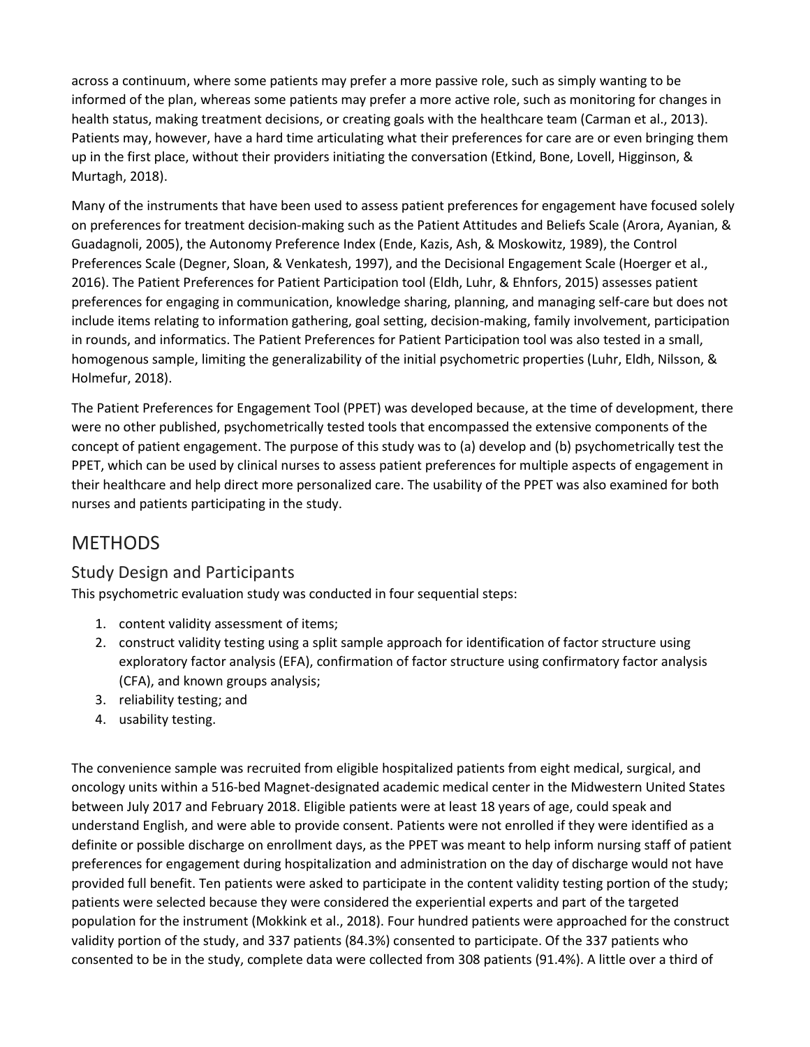across a continuum, where some patients may prefer a more passive role, such as simply wanting to be informed of the plan, whereas some patients may prefer a more active role, such as monitoring for changes in health status, making treatment decisions, or creating goals with the healthcare team (Carman et al., 2013). Patients may, however, have a hard time articulating what their preferences for care are or even bringing them up in the first place, without their providers initiating the conversation (Etkind, Bone, Lovell, Higginson, & Murtagh, 2018).

Many of the instruments that have been used to assess patient preferences for engagement have focused solely on preferences for treatment decision-making such as the Patient Attitudes and Beliefs Scale (Arora, Ayanian, & Guadagnoli, 2005), the Autonomy Preference Index (Ende, Kazis, Ash, & Moskowitz, 1989), the Control Preferences Scale (Degner, Sloan, & Venkatesh, 1997), and the Decisional Engagement Scale (Hoerger et al., 2016). The Patient Preferences for Patient Participation tool (Eldh, Luhr, & Ehnfors, 2015) assesses patient preferences for engaging in communication, knowledge sharing, planning, and managing self-care but does not include items relating to information gathering, goal setting, decision-making, family involvement, participation in rounds, and informatics. The Patient Preferences for Patient Participation tool was also tested in a small, homogenous sample, limiting the generalizability of the initial psychometric properties (Luhr, Eldh, Nilsson, & Holmefur, 2018).

The Patient Preferences for Engagement Tool (PPET) was developed because, at the time of development, there were no other published, psychometrically tested tools that encompassed the extensive components of the concept of patient engagement. The purpose of this study was to (a) develop and (b) psychometrically test the PPET, which can be used by clinical nurses to assess patient preferences for multiple aspects of engagement in their healthcare and help direct more personalized care. The usability of the PPET was also examined for both nurses and patients participating in the study.

## METHODS

### Study Design and Participants

This psychometric evaluation study was conducted in four sequential steps:

1. content validity assessment of items;
2. construct validity testing using a split sample approach for identification of factor structure using exploratory factor analysis (EFA), confirmation of factor structure using confirmatory factor analysis (CFA), and known groups analysis;
3. reliability testing; and
4. usability testing.

The convenience sample was recruited from eligible hospitalized patients from eight medical, surgical, and oncology units within a 516-bed Magnet-designated academic medical center in the Midwestern United States between July 2017 and February 2018. Eligible patients were at least 18 years of age, could speak and understand English, and were able to provide consent. Patients were not enrolled if they were identified as a definite or possible discharge on enrollment days, as the PPET was meant to help inform nursing staff of patient preferences for engagement during hospitalization and administration on the day of discharge would not have provided full benefit. Ten patients were asked to participate in the content validity testing portion of the study; patients were selected because they were considered the experiential experts and part of the targeted population for the instrument (Mokkink et al., 2018). Four hundred patients were approached for the construct validity portion of the study, and 337 patients (84.3%) consented to participate. Of the 337 patients who consented to be in the study, complete data were collected from 308 patients (91.4%). A little over a third of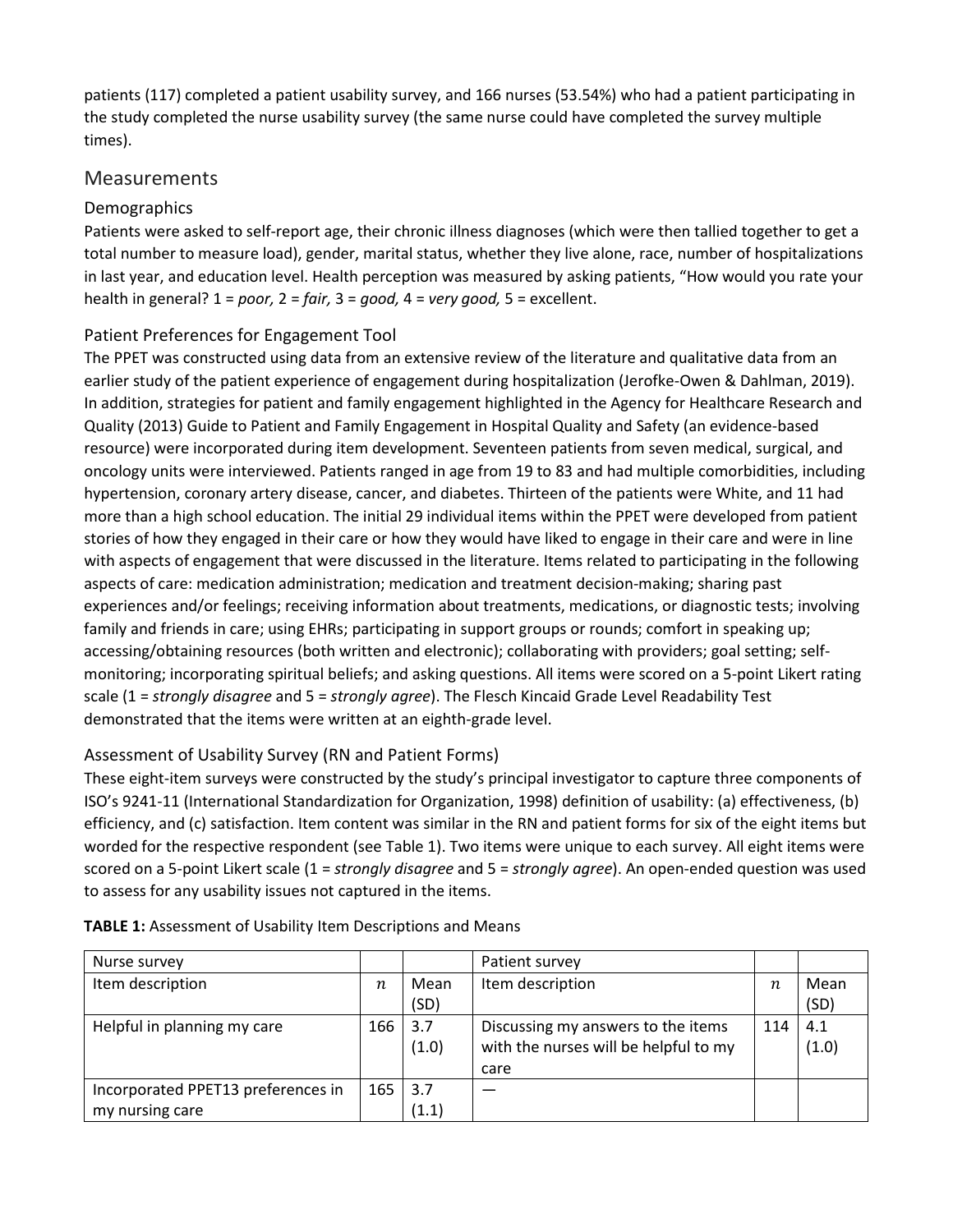patients (117) completed a patient usability survey, and 166 nurses (53.54%) who had a patient participating in the study completed the nurse usability survey (the same nurse could have completed the survey multiple times).

## Measurements

### Demographics

Patients were asked to self-report age, their chronic illness diagnoses (which were then tallied together to get a total number to measure load), gender, marital status, whether they live alone, race, number of hospitalizations in last year, and education level. Health perception was measured by asking patients, "How would you rate your health in general? 1 = *poor,* 2 = *fair,* 3 = *good,* 4 = *very good,* 5 = excellent.

### Patient Preferences for Engagement Tool

The PPET was constructed using data from an extensive review of the literature and qualitative data from an earlier study of the patient experience of engagement during hospitalization (Jerofke-Owen & Dahlman, 2019). In addition, strategies for patient and family engagement highlighted in the Agency for Healthcare Research and Quality (2013) Guide to Patient and Family Engagement in Hospital Quality and Safety (an evidence-based resource) were incorporated during item development. Seventeen patients from seven medical, surgical, and oncology units were interviewed. Patients ranged in age from 19 to 83 and had multiple comorbidities, including hypertension, coronary artery disease, cancer, and diabetes. Thirteen of the patients were White, and 11 had more than a high school education. The initial 29 individual items within the PPET were developed from patient stories of how they engaged in their care or how they would have liked to engage in their care and were in line with aspects of engagement that were discussed in the literature. Items related to participating in the following aspects of care: medication administration; medication and treatment decision-making; sharing past experiences and/or feelings; receiving information about treatments, medications, or diagnostic tests; involving family and friends in care; using EHRs; participating in support groups or rounds; comfort in speaking up; accessing/obtaining resources (both written and electronic); collaborating with providers; goal setting; self-monitoring; incorporating spiritual beliefs; and asking questions. All items were scored on a 5-point Likert rating scale (1 = *strongly disagree* and 5 = *strongly agree*). The Flesch Kincaid Grade Level Readability Test demonstrated that the items were written at an eighth-grade level.

### Assessment of Usability Survey (RN and Patient Forms)

These eight-item surveys were constructed by the study's principal investigator to capture three components of ISO's 9241-11 (International Standardization for Organization, 1998) definition of usability: (a) effectiveness, (b) efficiency, and (c) satisfaction. Item content was similar in the RN and patient forms for six of the eight items but worded for the respective respondent (see Table 1). Two items were unique to each survey. All eight items were scored on a 5-point Likert scale (1 = *strongly disagree* and 5 = *strongly agree*). An open-ended question was used to assess for any usability issues not captured in the items.

**TABLE 1:** Assessment of Usability Item Descriptions and Means

| Nurse survey | | | Patient survey | | |
|---|---|---|---|---|---|
| Item description | $n$ | Mean (SD) | Item description | $n$ | Mean (SD) |
| Helpful in planning my care | 166 | 3.7 (1.0) | Discussing my answers to the items with the nurses will be helpful to my care | 114 | 4.1 (1.0) |
| Incorporated PPET13 preferences in my nursing care | 165 | 3.7 (1.1) | — | | |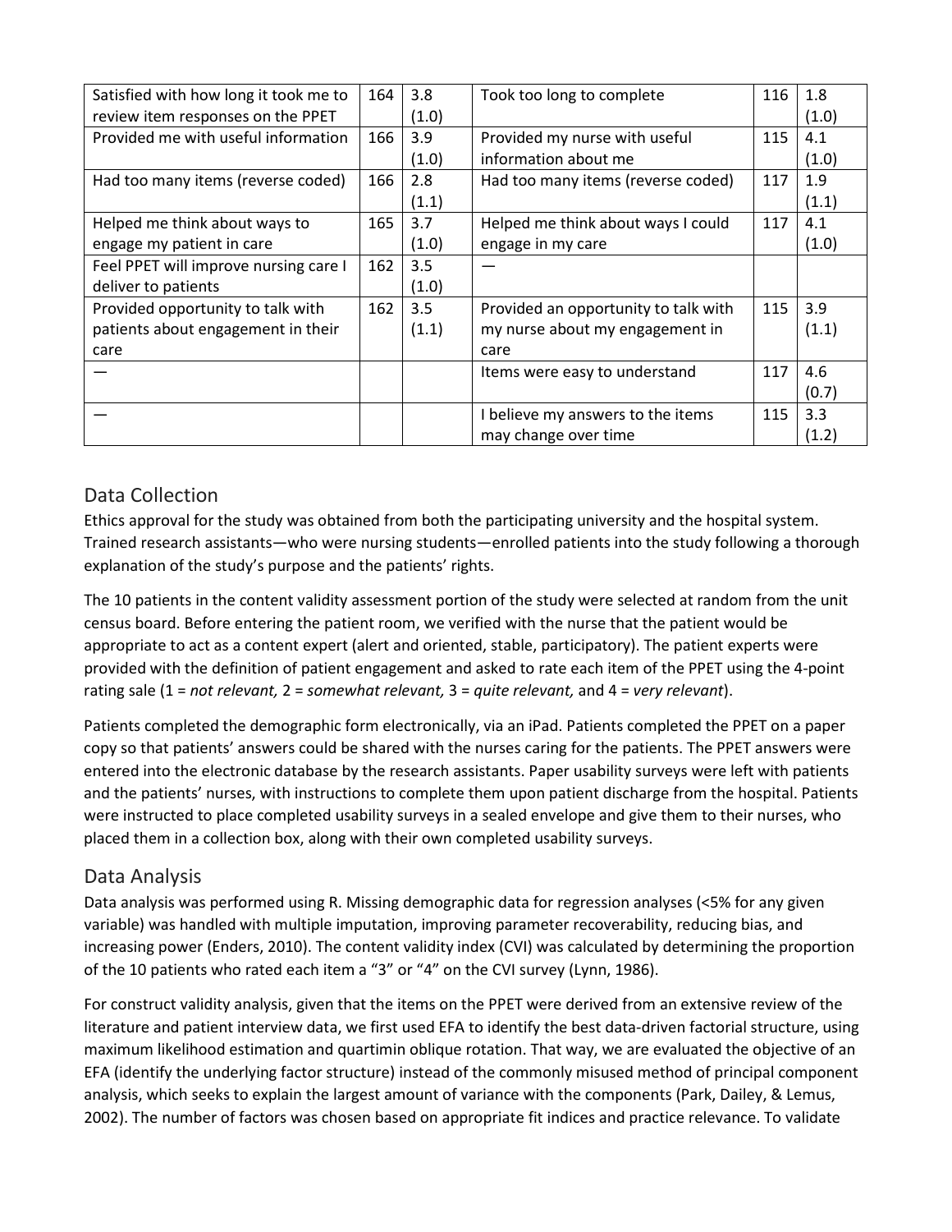| | | | | | |
|---|---|---|---|---|---|
| Satisfied with how long it took me to review item responses on the PPET | 164 | 3.8 (1.0) | Took too long to complete | 116 | 1.8 (1.0) |
| Provided me with useful information | 166 | 3.9 (1.0) | Provided my nurse with useful information about me | 115 | 4.1 (1.0) |
| Had too many items (reverse coded) | 166 | 2.8 (1.1) | Had too many items (reverse coded) | 117 | 1.9 (1.1) |
| Helped me think about ways to engage my patient in care | 165 | 3.7 (1.0) | Helped me think about ways I could engage in my care | 117 | 4.1 (1.0) |
| Feel PPET will improve nursing care I deliver to patients | 162 | 3.5 (1.0) | — | | |
| Provided opportunity to talk with patients about engagement in their care | 162 | 3.5 (1.1) | Provided an opportunity to talk with my nurse about my engagement in care | 115 | 3.9 (1.1) |
| — | | | Items were easy to understand | 117 | 4.6 (0.7) |
| — | | | I believe my answers to the items may change over time | 115 | 3.3 (1.2) |

## Data Collection

Ethics approval for the study was obtained from both the participating university and the hospital system. Trained research assistants—who were nursing students—enrolled patients into the study following a thorough explanation of the study's purpose and the patients' rights.

The 10 patients in the content validity assessment portion of the study were selected at random from the unit census board. Before entering the patient room, we verified with the nurse that the patient would be appropriate to act as a content expert (alert and oriented, stable, participatory). The patient experts were provided with the definition of patient engagement and asked to rate each item of the PPET using the 4-point rating sale (1 = *not relevant,* 2 = *somewhat relevant,* 3 = *quite relevant,* and 4 = *very relevant*).

Patients completed the demographic form electronically, via an iPad. Patients completed the PPET on a paper copy so that patients' answers could be shared with the nurses caring for the patients. The PPET answers were entered into the electronic database by the research assistants. Paper usability surveys were left with patients and the patients' nurses, with instructions to complete them upon patient discharge from the hospital. Patients were instructed to place completed usability surveys in a sealed envelope and give them to their nurses, who placed them in a collection box, along with their own completed usability surveys.

## Data Analysis

Data analysis was performed using R. Missing demographic data for regression analyses (<5% for any given variable) was handled with multiple imputation, improving parameter recoverability, reducing bias, and increasing power (Enders, 2010). The content validity index (CVI) was calculated by determining the proportion of the 10 patients who rated each item a "3" or "4" on the CVI survey (Lynn, 1986).

For construct validity analysis, given that the items on the PPET were derived from an extensive review of the literature and patient interview data, we first used EFA to identify the best data-driven factorial structure, using maximum likelihood estimation and quartimin oblique rotation. That way, we are evaluated the objective of an EFA (identify the underlying factor structure) instead of the commonly misused method of principal component analysis, which seeks to explain the largest amount of variance with the components (Park, Dailey, & Lemus, 2002). The number of factors was chosen based on appropriate fit indices and practice relevance. To validate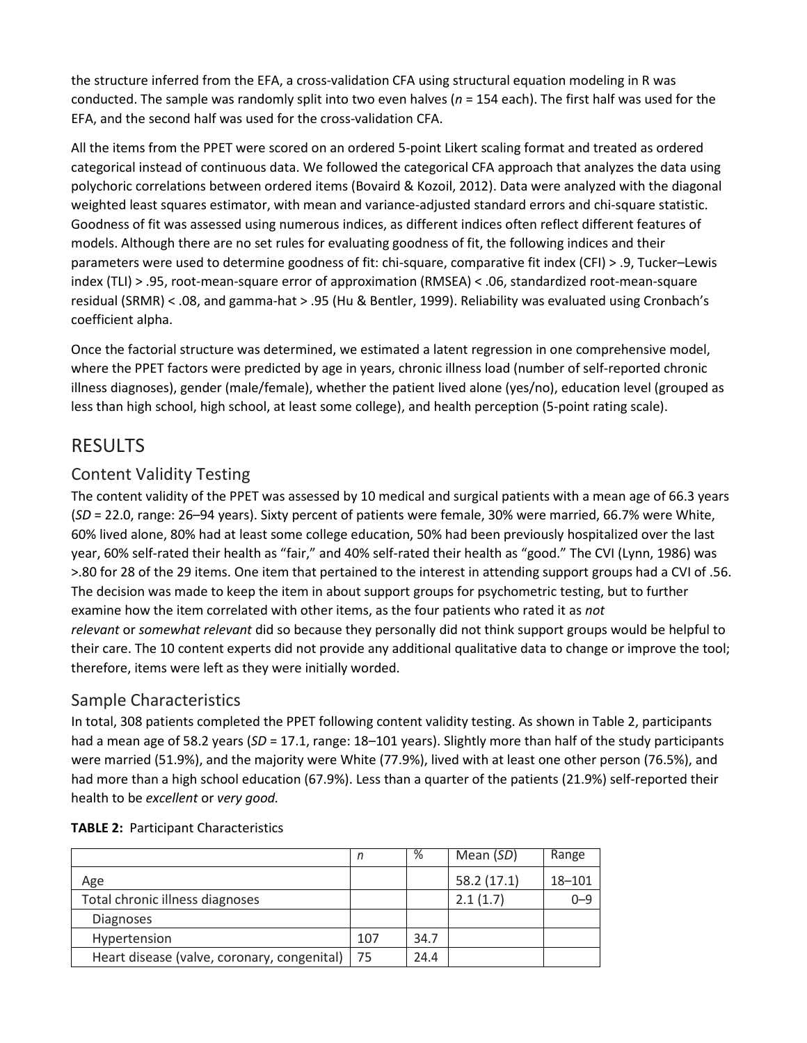the structure inferred from the EFA, a cross-validation CFA using structural equation modeling in R was conducted. The sample was randomly split into two even halves ($n$ = 154 each). The first half was used for the EFA, and the second half was used for the cross-validation CFA.

All the items from the PPET were scored on an ordered 5-point Likert scaling format and treated as ordered categorical instead of continuous data. We followed the categorical CFA approach that analyzes the data using polychoric correlations between ordered items (Bovaird & Kozoil, 2012). Data were analyzed with the diagonal weighted least squares estimator, with mean and variance-adjusted standard errors and chi-square statistic. Goodness of fit was assessed using numerous indices, as different indices often reflect different features of models. Although there are no set rules for evaluating goodness of fit, the following indices and their parameters were used to determine goodness of fit: chi-square, comparative fit index (CFI) > .9, Tucker–Lewis index (TLI) > .95, root-mean-square error of approximation (RMSEA) < .06, standardized root-mean-square residual (SRMR) < .08, and gamma-hat > .95 (Hu & Bentler, 1999). Reliability was evaluated using Cronbach's coefficient alpha.

Once the factorial structure was determined, we estimated a latent regression in one comprehensive model, where the PPET factors were predicted by age in years, chronic illness load (number of self-reported chronic illness diagnoses), gender (male/female), whether the patient lived alone (yes/no), education level (grouped as less than high school, high school, at least some college), and health perception (5-point rating scale).

# RESULTS

## Content Validity Testing

The content validity of the PPET was assessed by 10 medical and surgical patients with a mean age of 66.3 years ($SD$ = 22.0, range: 26–94 years). Sixty percent of patients were female, 30% were married, 66.7% were White, 60% lived alone, 80% had at least some college education, 50% had been previously hospitalized over the last year, 60% self-rated their health as "fair," and 40% self-rated their health as "good." The CVI (Lynn, 1986) was >.80 for 28 of the 29 items. One item that pertained to the interest in attending support groups had a CVI of .56. The decision was made to keep the item in about support groups for psychometric testing, but to further examine how the item correlated with other items, as the four patients who rated it as *not relevant* or *somewhat relevant* did so because they personally did not think support groups would be helpful to their care. The 10 content experts did not provide any additional qualitative data to change or improve the tool; therefore, items were left as they were initially worded.

## Sample Characteristics

In total, 308 patients completed the PPET following content validity testing. As shown in Table 2, participants had a mean age of 58.2 years ($SD$ = 17.1, range: 18–101 years). Slightly more than half of the study participants were married (51.9%), and the majority were White (77.9%), lived with at least one other person (76.5%), and had more than a high school education (67.9%). Less than a quarter of the patients (21.9%) self-reported their health to be *excellent* or *very good.*

**TABLE 2:** Participant Characteristics

| | $n$ | % | Mean ($SD$) | Range |
|---|---|---|---|---|
| Age | | | 58.2 (17.1) | 18–101 |
| Total chronic illness diagnoses | | | 2.1 (1.7) | 0–9 |
| Diagnoses | | | | |
| Hypertension | 107 | 34.7 | | |
| Heart disease (valve, coronary, congenital) | 75 | 24.4 | | |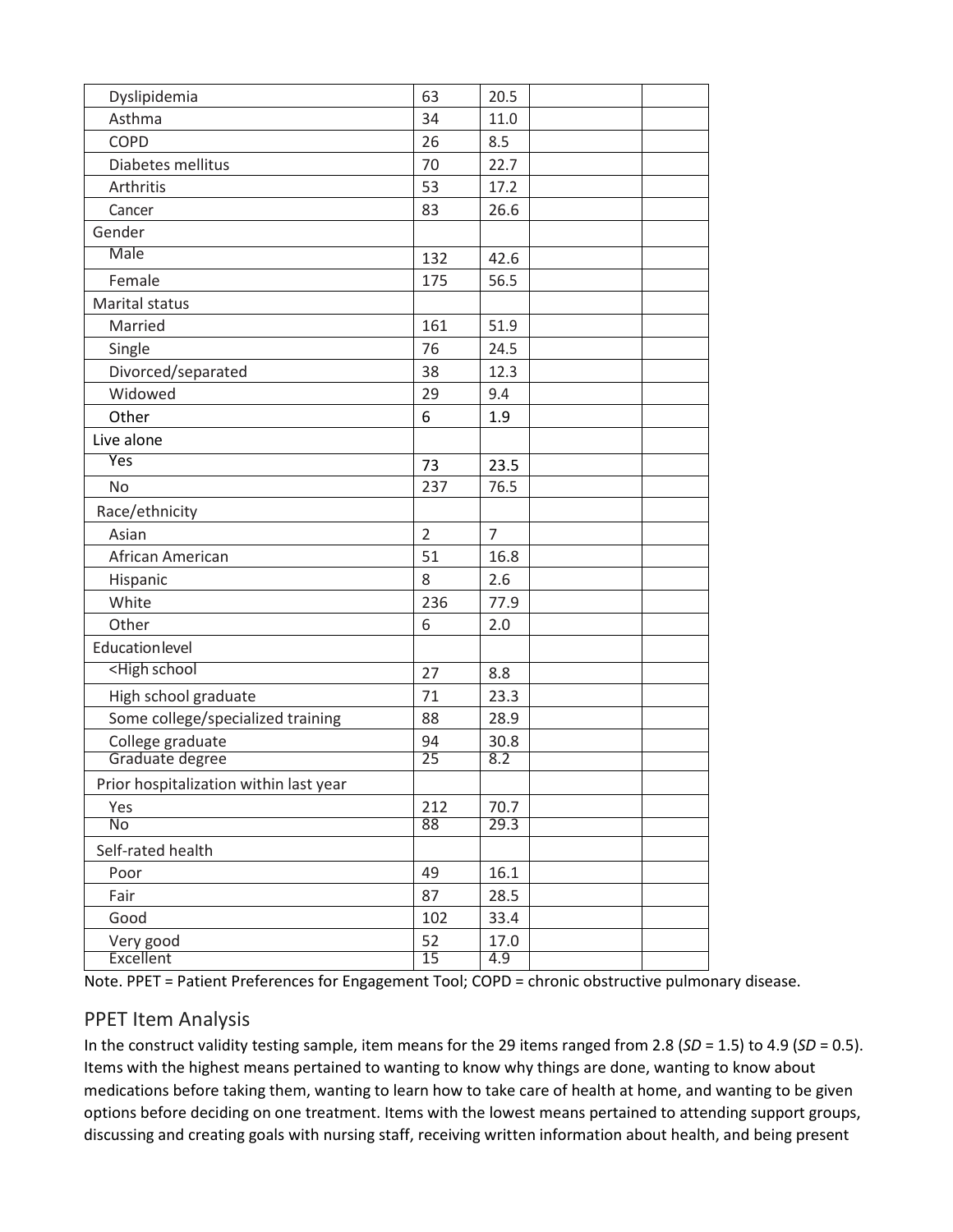| | | | | |
|---|---|---|---|---|
| Dyslipidemia | 63 | 20.5 | | |
| Asthma | 34 | 11.0 | | |
| COPD | 26 | 8.5 | | |
| Diabetes mellitus | 70 | 22.7 | | |
| Arthritis | 53 | 17.2 | | |
| Cancer | 83 | 26.6 | | |
| Gender | | | | |
| Male | 132 | 42.6 | | |
| Female | 175 | 56.5 | | |
| Marital status | | | | |
| Married | 161 | 51.9 | | |
| Single | 76 | 24.5 | | |
| Divorced/separated | 38 | 12.3 | | |
| Widowed | 29 | 9.4 | | |
| Other | 6 | 1.9 | | |
| Live alone | | | | |
| Yes | 73 | 23.5 | | |
| No | 237 | 76.5 | | |
| Race/ethnicity | | | | |
| Asian | 2 | 7 | | |
| African American | 51 | 16.8 | | |
| Hispanic | 8 | 2.6 | | |
| White | 236 | 77.9 | | |
| Other | 6 | 2.0 | | |
| Education level | | | | |
| <High school | 27 | 8.8 | | |
| High school graduate | 71 | 23.3 | | |
| Some college/specialized training | 88 | 28.9 | | |
| College graduate | 94 | 30.8 | | |
| Graduate degree | 25 | 8.2 | | |
| Prior hospitalization within last year | | | | |
| Yes | 212 | 70.7 | | |
| No | 88 | 29.3 | | |
| Self-rated health | | | | |
| Poor | 49 | 16.1 | | |
| Fair | 87 | 28.5 | | |
| Good | 102 | 33.4 | | |
| Very good | 52 | 17.0 | | |
| Excellent | 15 | 4.9 | | |

Note. PPET = Patient Preferences for Engagement Tool; COPD = chronic obstructive pulmonary disease.

## PPET Item Analysis

In the construct validity testing sample, item means for the 29 items ranged from 2.8 (*SD* = 1.5) to 4.9 (*SD* = 0.5). Items with the highest means pertained to wanting to know why things are done, wanting to know about medications before taking them, wanting to learn how to take care of health at home, and wanting to be given options before deciding on one treatment. Items with the lowest means pertained to attending support groups, discussing and creating goals with nursing staff, receiving written information about health, and being present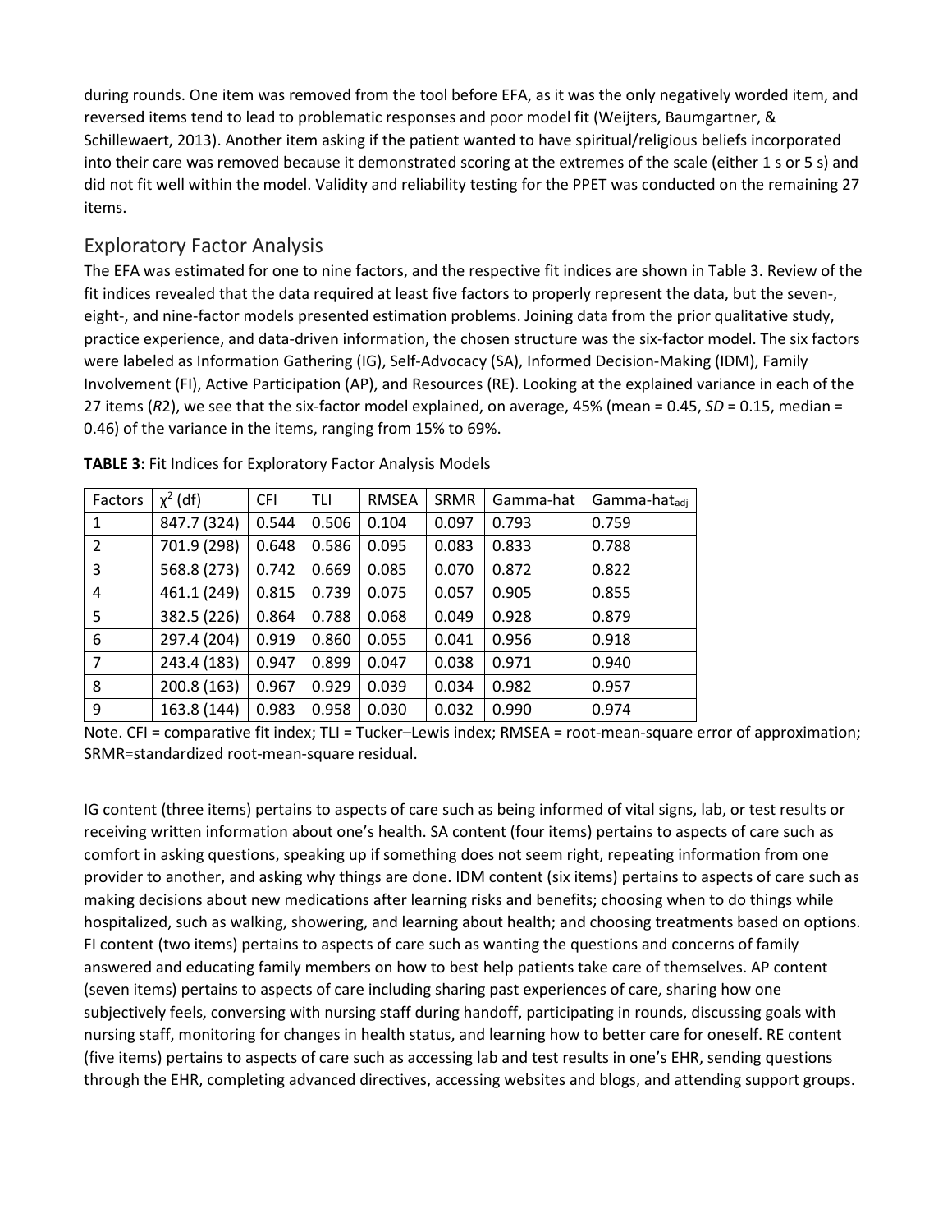during rounds. One item was removed from the tool before EFA, as it was the only negatively worded item, and reversed items tend to lead to problematic responses and poor model fit (Weijters, Baumgartner, & Schillewaert, 2013). Another item asking if the patient wanted to have spiritual/religious beliefs incorporated into their care was removed because it demonstrated scoring at the extremes of the scale (either 1 s or 5 s) and did not fit well within the model. Validity and reliability testing for the PPET was conducted on the remaining 27 items.

## Exploratory Factor Analysis

The EFA was estimated for one to nine factors, and the respective fit indices are shown in Table 3. Review of the fit indices revealed that the data required at least five factors to properly represent the data, but the seven-, eight-, and nine-factor models presented estimation problems. Joining data from the prior qualitative study, practice experience, and data-driven information, the chosen structure was the six-factor model. The six factors were labeled as Information Gathering (IG), Self-Advocacy (SA), Informed Decision-Making (IDM), Family Involvement (FI), Active Participation (AP), and Resources (RE). Looking at the explained variance in each of the 27 items (*R*2), we see that the six-factor model explained, on average, 45% (mean = 0.45, *SD* = 0.15, median = 0.46) of the variance in the items, ranging from 15% to 69%.

**TABLE 3:** Fit Indices for Exploratory Factor Analysis Models

| Factors | $\chi^2$ (df) | CFI | TLI | RMSEA | SRMR | Gamma-hat | Gamma-hat$_{adj}$ |
|---|---|---|---|---|---|---|---|
| 1 | 847.7 (324) | 0.544 | 0.506 | 0.104 | 0.097 | 0.793 | 0.759 |
| 2 | 701.9 (298) | 0.648 | 0.586 | 0.095 | 0.083 | 0.833 | 0.788 |
| 3 | 568.8 (273) | 0.742 | 0.669 | 0.085 | 0.070 | 0.872 | 0.822 |
| 4 | 461.1 (249) | 0.815 | 0.739 | 0.075 | 0.057 | 0.905 | 0.855 |
| 5 | 382.5 (226) | 0.864 | 0.788 | 0.068 | 0.049 | 0.928 | 0.879 |
| 6 | 297.4 (204) | 0.919 | 0.860 | 0.055 | 0.041 | 0.956 | 0.918 |
| 7 | 243.4 (183) | 0.947 | 0.899 | 0.047 | 0.038 | 0.971 | 0.940 |
| 8 | 200.8 (163) | 0.967 | 0.929 | 0.039 | 0.034 | 0.982 | 0.957 |
| 9 | 163.8 (144) | 0.983 | 0.958 | 0.030 | 0.032 | 0.990 | 0.974 |

Note. CFI = comparative fit index; TLI = Tucker–Lewis index; RMSEA = root-mean-square error of approximation; SRMR=standardized root-mean-square residual.

IG content (three items) pertains to aspects of care such as being informed of vital signs, lab, or test results or receiving written information about one's health. SA content (four items) pertains to aspects of care such as comfort in asking questions, speaking up if something does not seem right, repeating information from one provider to another, and asking why things are done. IDM content (six items) pertains to aspects of care such as making decisions about new medications after learning risks and benefits; choosing when to do things while hospitalized, such as walking, showering, and learning about health; and choosing treatments based on options. FI content (two items) pertains to aspects of care such as wanting the questions and concerns of family answered and educating family members on how to best help patients take care of themselves. AP content (seven items) pertains to aspects of care including sharing past experiences of care, sharing how one subjectively feels, conversing with nursing staff during handoff, participating in rounds, discussing goals with nursing staff, monitoring for changes in health status, and learning how to better care for oneself. RE content (five items) pertains to aspects of care such as accessing lab and test results in one's EHR, sending questions through the EHR, completing advanced directives, accessing websites and blogs, and attending support groups.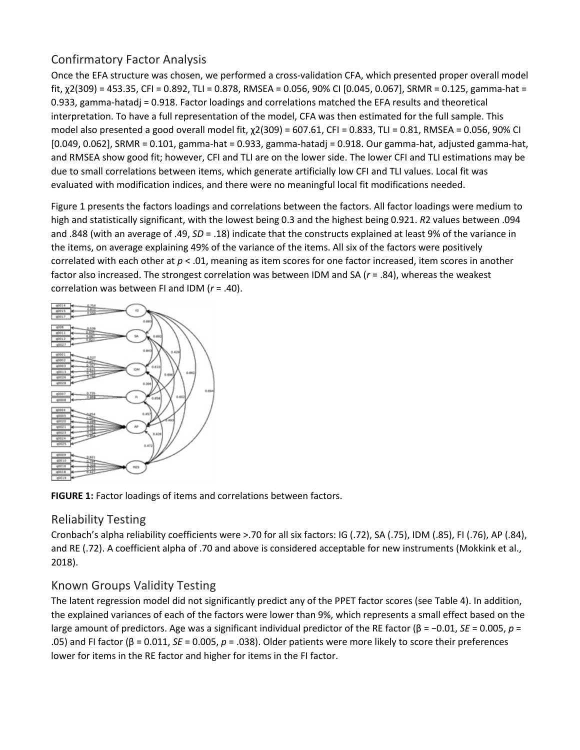## Confirmatory Factor Analysis

Once the EFA structure was chosen, we performed a cross-validation CFA, which presented proper overall model fit, $\chi^2(309) = 453.35$, CFI = 0.892, TLI = 0.878, RMSEA = 0.056, 90% CI [0.045, 0.067], SRMR = 0.125, gamma-hat = 0.933, gamma-hatadj = 0.918. Factor loadings and correlations matched the EFA results and theoretical interpretation. To have a full representation of the model, CFA was then estimated for the full sample. This model also presented a good overall model fit, $\chi^2(309) = 607.61$, CFI = 0.833, TLI = 0.81, RMSEA = 0.056, 90% CI [0.049, 0.062], SRMR = 0.101, gamma-hat = 0.933, gamma-hatadj = 0.918. Our gamma-hat, adjusted gamma-hat, and RMSEA show good fit; however, CFI and TLI are on the lower side. The lower CFI and TLI estimations may be due to small correlations between items, which generate artificially low CFI and TLI values. Local fit was evaluated with modification indices, and there were no meaningful local fit modifications needed.

Figure 1 presents the factors loadings and correlations between the factors. All factor loadings were medium to high and statistically significant, with the lowest being 0.3 and the highest being 0.921. $R^2$ values between .094 and .848 (with an average of .49, *SD* = .18) indicate that the constructs explained at least 9% of the variance in the items, on average explaining 49% of the variance of the items. All six of the factors were positively correlated with each other at $p < .01$, meaning as item scores for one factor increased, item scores in another factor also increased. The strongest correlation was between IDM and SA ($r = .84$), whereas the weakest correlation was between FI and IDM ($r = .40$).

**FIGURE 1:** Factor loadings of items and correlations between factors.

## Reliability Testing

Cronbach's alpha reliability coefficients were >.70 for all six factors: IG (.72), SA (.75), IDM (.85), FI (.76), AP (.84), and RE (.72). A coefficient alpha of .70 and above is considered acceptable for new instruments (Mokkink et al., 2018).

## Known Groups Validity Testing

The latent regression model did not significantly predict any of the PPET factor scores (see Table 4). In addition, the explained variances of each of the factors were lower than 9%, which represents a small effect based on the large amount of predictors. Age was a significant individual predictor of the RE factor ($\beta = -0.01$, *SE* = 0.005, $p = .05$) and FI factor ($\beta = 0.011$, *SE* = 0.005, $p = .038$). Older patients were more likely to score their preferences lower for items in the RE factor and higher for items in the FI factor.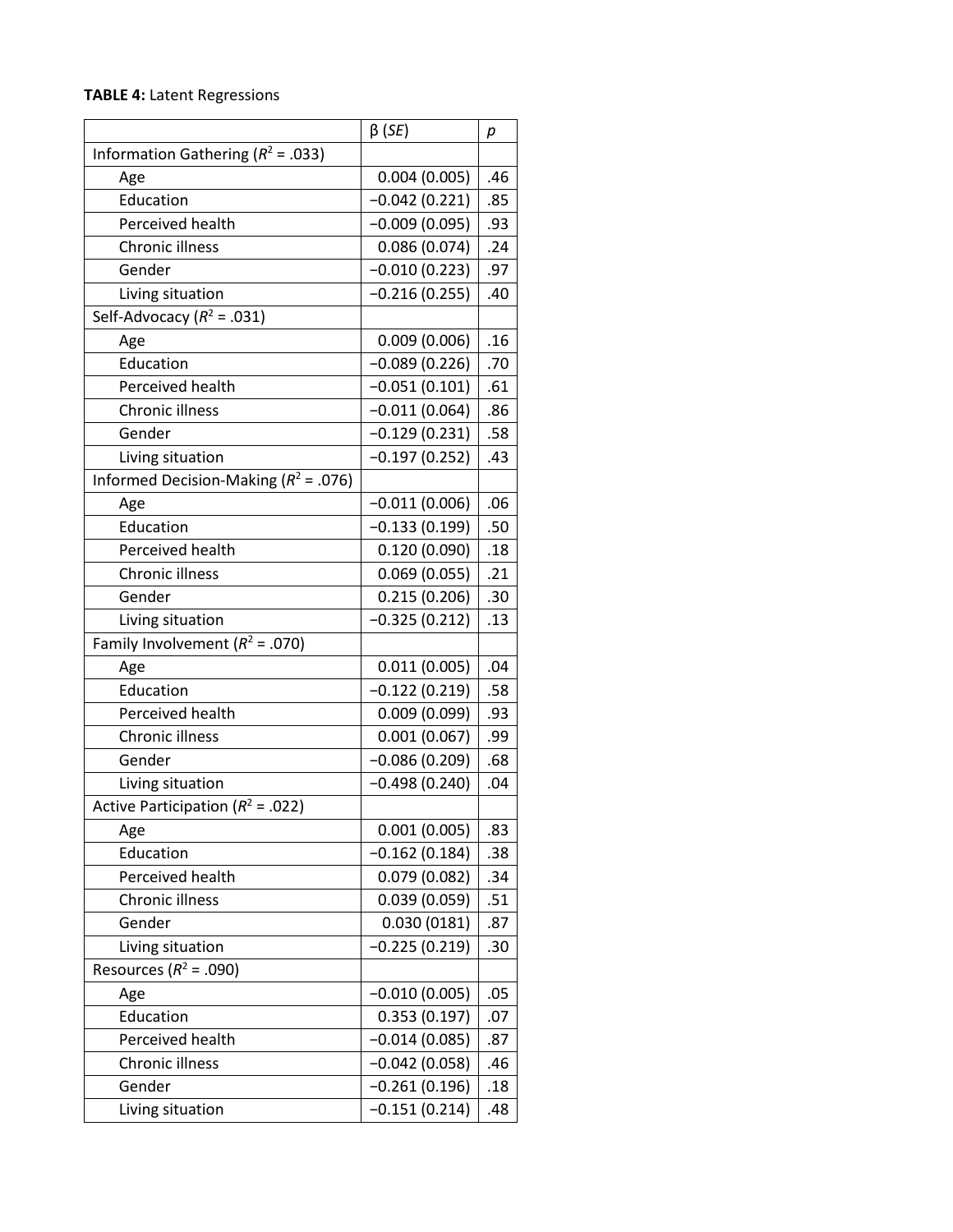**TABLE 4:** Latent Regressions

| | β (*SE*) | *p* |
|---|---|---|
| Information Gathering ($R^2$ = .033) | | |
| Age | 0.004 (0.005) | .46 |
| Education | −0.042 (0.221) | .85 |
| Perceived health | −0.009 (0.095) | .93 |
| Chronic illness | 0.086 (0.074) | .24 |
| Gender | −0.010 (0.223) | .97 |
| Living situation | −0.216 (0.255) | .40 |
| Self-Advocacy ($R^2$ = .031) | | |
| Age | 0.009 (0.006) | .16 |
| Education | −0.089 (0.226) | .70 |
| Perceived health | −0.051 (0.101) | .61 |
| Chronic illness | −0.011 (0.064) | .86 |
| Gender | −0.129 (0.231) | .58 |
| Living situation | −0.197 (0.252) | .43 |
| Informed Decision-Making ($R^2$ = .076) | | |
| Age | −0.011 (0.006) | .06 |
| Education | −0.133 (0.199) | .50 |
| Perceived health | 0.120 (0.090) | .18 |
| Chronic illness | 0.069 (0.055) | .21 |
| Gender | 0.215 (0.206) | .30 |
| Living situation | −0.325 (0.212) | .13 |
| Family Involvement ($R^2$ = .070) | | |
| Age | 0.011 (0.005) | .04 |
| Education | −0.122 (0.219) | .58 |
| Perceived health | 0.009 (0.099) | .93 |
| Chronic illness | 0.001 (0.067) | .99 |
| Gender | −0.086 (0.209) | .68 |
| Living situation | −0.498 (0.240) | .04 |
| Active Participation ($R^2$ = .022) | | |
| Age | 0.001 (0.005) | .83 |
| Education | −0.162 (0.184) | .38 |
| Perceived health | 0.079 (0.082) | .34 |
| Chronic illness | 0.039 (0.059) | .51 |
| Gender | 0.030 (0181) | .87 |
| Living situation | −0.225 (0.219) | .30 |
| Resources ($R^2$ = .090) | | |
| Age | −0.010 (0.005) | .05 |
| Education | 0.353 (0.197) | .07 |
| Perceived health | −0.014 (0.085) | .87 |
| Chronic illness | −0.042 (0.058) | .46 |
| Gender | −0.261 (0.196) | .18 |
| Living situation | −0.151 (0.214) | .48 |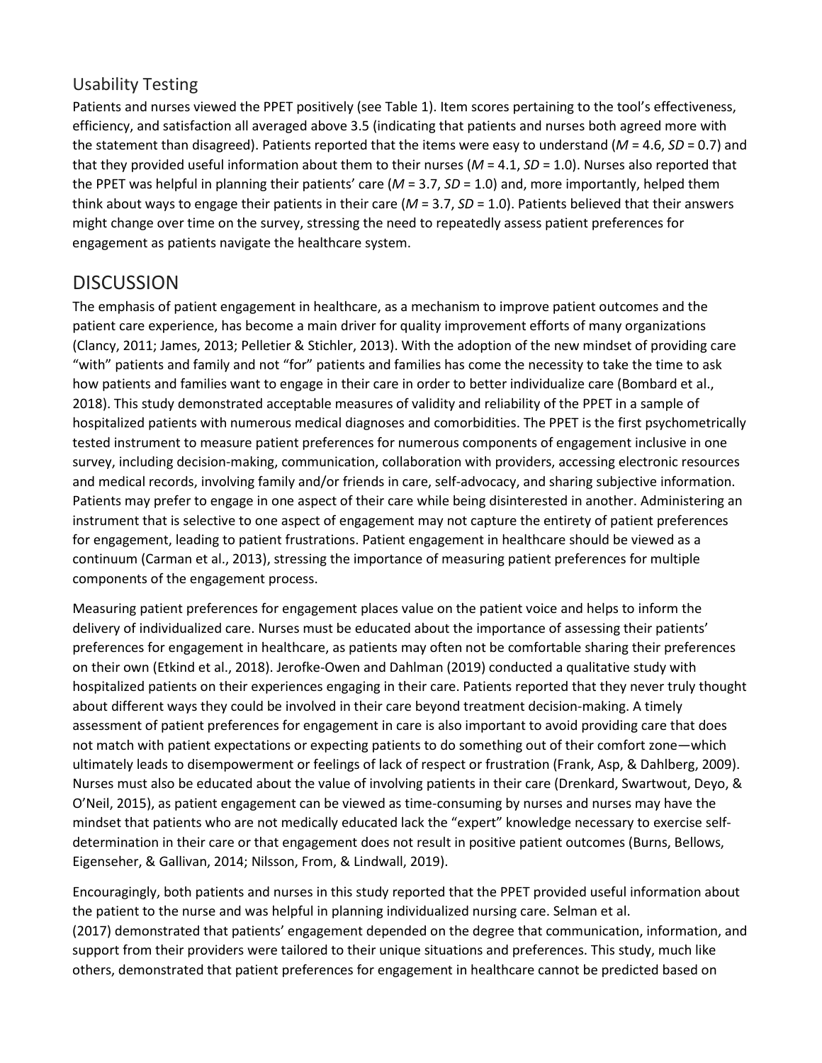### Usability Testing

Patients and nurses viewed the PPET positively (see Table 1). Item scores pertaining to the tool's effectiveness, efficiency, and satisfaction all averaged above 3.5 (indicating that patients and nurses both agreed more with the statement than disagreed). Patients reported that the items were easy to understand ($M$ = 4.6, $SD$ = 0.7) and that they provided useful information about them to their nurses ($M$ = 4.1, $SD$ = 1.0). Nurses also reported that the PPET was helpful in planning their patients' care ($M$ = 3.7, $SD$ = 1.0) and, more importantly, helped them think about ways to engage their patients in their care ($M$ = 3.7, $SD$ = 1.0). Patients believed that their answers might change over time on the survey, stressing the need to repeatedly assess patient preferences for engagement as patients navigate the healthcare system.

## DISCUSSION

The emphasis of patient engagement in healthcare, as a mechanism to improve patient outcomes and the patient care experience, has become a main driver for quality improvement efforts of many organizations (Clancy, 2011; James, 2013; Pelletier & Stichler, 2013). With the adoption of the new mindset of providing care "with" patients and family and not "for" patients and families has come the necessity to take the time to ask how patients and families want to engage in their care in order to better individualize care (Bombard et al., 2018). This study demonstrated acceptable measures of validity and reliability of the PPET in a sample of hospitalized patients with numerous medical diagnoses and comorbidities. The PPET is the first psychometrically tested instrument to measure patient preferences for numerous components of engagement inclusive in one survey, including decision-making, communication, collaboration with providers, accessing electronic resources and medical records, involving family and/or friends in care, self-advocacy, and sharing subjective information. Patients may prefer to engage in one aspect of their care while being disinterested in another. Administering an instrument that is selective to one aspect of engagement may not capture the entirety of patient preferences for engagement, leading to patient frustrations. Patient engagement in healthcare should be viewed as a continuum (Carman et al., 2013), stressing the importance of measuring patient preferences for multiple components of the engagement process.

Measuring patient preferences for engagement places value on the patient voice and helps to inform the delivery of individualized care. Nurses must be educated about the importance of assessing their patients' preferences for engagement in healthcare, as patients may often not be comfortable sharing their preferences on their own (Etkind et al., 2018). Jerofke-Owen and Dahlman (2019) conducted a qualitative study with hospitalized patients on their experiences engaging in their care. Patients reported that they never truly thought about different ways they could be involved in their care beyond treatment decision-making. A timely assessment of patient preferences for engagement in care is also important to avoid providing care that does not match with patient expectations or expecting patients to do something out of their comfort zone—which ultimately leads to disempowerment or feelings of lack of respect or frustration (Frank, Asp, & Dahlberg, 2009). Nurses must also be educated about the value of involving patients in their care (Drenkard, Swartwout, Deyo, & O'Neil, 2015), as patient engagement can be viewed as time-consuming by nurses and nurses may have the mindset that patients who are not medically educated lack the "expert" knowledge necessary to exercise self-determination in their care or that engagement does not result in positive patient outcomes (Burns, Bellows, Eigenseher, & Gallivan, 2014; Nilsson, From, & Lindwall, 2019).

Encouragingly, both patients and nurses in this study reported that the PPET provided useful information about the patient to the nurse and was helpful in planning individualized nursing care. Selman et al. (2017) demonstrated that patients' engagement depended on the degree that communication, information, and support from their providers were tailored to their unique situations and preferences. This study, much like others, demonstrated that patient preferences for engagement in healthcare cannot be predicted based on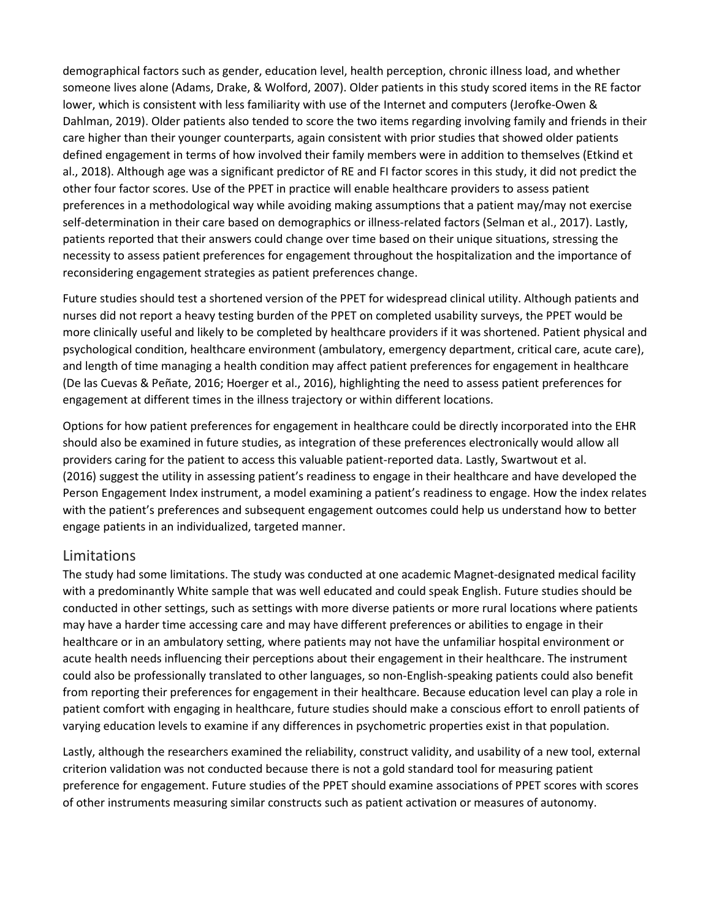demographical factors such as gender, education level, health perception, chronic illness load, and whether someone lives alone (Adams, Drake, & Wolford, 2007). Older patients in this study scored items in the RE factor lower, which is consistent with less familiarity with use of the Internet and computers (Jerofke-Owen & Dahlman, 2019). Older patients also tended to score the two items regarding involving family and friends in their care higher than their younger counterparts, again consistent with prior studies that showed older patients defined engagement in terms of how involved their family members were in addition to themselves (Etkind et al., 2018). Although age was a significant predictor of RE and FI factor scores in this study, it did not predict the other four factor scores. Use of the PPET in practice will enable healthcare providers to assess patient preferences in a methodological way while avoiding making assumptions that a patient may/may not exercise self-determination in their care based on demographics or illness-related factors (Selman et al., 2017). Lastly, patients reported that their answers could change over time based on their unique situations, stressing the necessity to assess patient preferences for engagement throughout the hospitalization and the importance of reconsidering engagement strategies as patient preferences change.

Future studies should test a shortened version of the PPET for widespread clinical utility. Although patients and nurses did not report a heavy testing burden of the PPET on completed usability surveys, the PPET would be more clinically useful and likely to be completed by healthcare providers if it was shortened. Patient physical and psychological condition, healthcare environment (ambulatory, emergency department, critical care, acute care), and length of time managing a health condition may affect patient preferences for engagement in healthcare (De las Cuevas & Peñate, 2016; Hoerger et al., 2016), highlighting the need to assess patient preferences for engagement at different times in the illness trajectory or within different locations.

Options for how patient preferences for engagement in healthcare could be directly incorporated into the EHR should also be examined in future studies, as integration of these preferences electronically would allow all providers caring for the patient to access this valuable patient-reported data. Lastly, Swartwout et al. (2016) suggest the utility in assessing patient's readiness to engage in their healthcare and have developed the Person Engagement Index instrument, a model examining a patient's readiness to engage. How the index relates with the patient's preferences and subsequent engagement outcomes could help us understand how to better engage patients in an individualized, targeted manner.

## Limitations

The study had some limitations. The study was conducted at one academic Magnet-designated medical facility with a predominantly White sample that was well educated and could speak English. Future studies should be conducted in other settings, such as settings with more diverse patients or more rural locations where patients may have a harder time accessing care and may have different preferences or abilities to engage in their healthcare or in an ambulatory setting, where patients may not have the unfamiliar hospital environment or acute health needs influencing their perceptions about their engagement in their healthcare. The instrument could also be professionally translated to other languages, so non-English-speaking patients could also benefit from reporting their preferences for engagement in their healthcare. Because education level can play a role in patient comfort with engaging in healthcare, future studies should make a conscious effort to enroll patients of varying education levels to examine if any differences in psychometric properties exist in that population.

Lastly, although the researchers examined the reliability, construct validity, and usability of a new tool, external criterion validation was not conducted because there is not a gold standard tool for measuring patient preference for engagement. Future studies of the PPET should examine associations of PPET scores with scores of other instruments measuring similar constructs such as patient activation or measures of autonomy.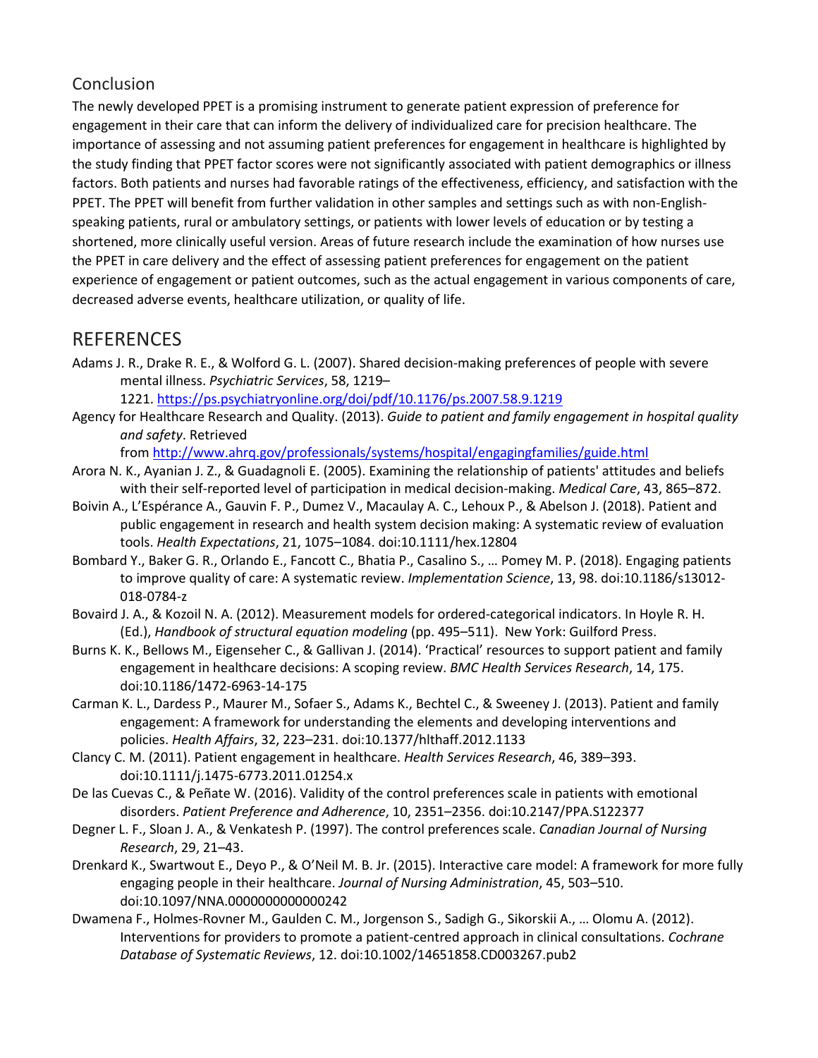## Conclusion

The newly developed PPET is a promising instrument to generate patient expression of preference for engagement in their care that can inform the delivery of individualized care for precision healthcare. The importance of assessing and not assuming patient preferences for engagement in healthcare is highlighted by the study finding that PPET factor scores were not significantly associated with patient demographics or illness factors. Both patients and nurses had favorable ratings of the effectiveness, efficiency, and satisfaction with the PPET. The PPET will benefit from further validation in other samples and settings such as with non-English-speaking patients, rural or ambulatory settings, or patients with lower levels of education or by testing a shortened, more clinically useful version. Areas of future research include the examination of how nurses use the PPET in care delivery and the effect of assessing patient preferences for engagement on the patient experience of engagement or patient outcomes, such as the actual engagement in various components of care, decreased adverse events, healthcare utilization, or quality of life.

## REFERENCES

Adams J. R., Drake R. E., & Wolford G. L. (2007). Shared decision-making preferences of people with severe mental illness. *Psychiatric Services*, 58, 1219–1221. https://ps.psychiatryonline.org/doi/pdf/10.1176/ps.2007.58.9.1219

Agency for Healthcare Research and Quality. (2013). *Guide to patient and family engagement in hospital quality and safety*. Retrieved from http://www.ahrq.gov/professionals/systems/hospital/engagingfamilies/guide.html

Arora N. K., Ayanian J. Z., & Guadagnoli E. (2005). Examining the relationship of patients' attitudes and beliefs with their self-reported level of participation in medical decision-making. *Medical Care*, 43, 865–872.

Boivin A., L'Espérance A., Gauvin F. P., Dumez V., Macaulay A. C., Lehoux P., & Abelson J. (2018). Patient and public engagement in research and health system decision making: A systematic review of evaluation tools. *Health Expectations*, 21, 1075–1084. doi:10.1111/hex.12804

Bombard Y., Baker G. R., Orlando E., Fancott C., Bhatia P., Casalino S., … Pomey M. P. (2018). Engaging patients to improve quality of care: A systematic review. *Implementation Science*, 13, 98. doi:10.1186/s13012-018-0784-z

Bovaird J. A., & Kozoil N. A. (2012). Measurement models for ordered-categorical indicators. In Hoyle R. H. (Ed.), *Handbook of structural equation modeling* (pp. 495–511). New York: Guilford Press.

Burns K. K., Bellows M., Eigenseher C., & Gallivan J. (2014). 'Practical' resources to support patient and family engagement in healthcare decisions: A scoping review. *BMC Health Services Research*, 14, 175. doi:10.1186/1472-6963-14-175

Carman K. L., Dardess P., Maurer M., Sofaer S., Adams K., Bechtel C., & Sweeney J. (2013). Patient and family engagement: A framework for understanding the elements and developing interventions and policies. *Health Affairs*, 32, 223–231. doi:10.1377/hlthaff.2012.1133

Clancy C. M. (2011). Patient engagement in healthcare. *Health Services Research*, 46, 389–393. doi:10.1111/j.1475-6773.2011.01254.x

De las Cuevas C., & Peñate W. (2016). Validity of the control preferences scale in patients with emotional disorders. *Patient Preference and Adherence*, 10, 2351–2356. doi:10.2147/PPA.S122377

Degner L. F., Sloan J. A., & Venkatesh P. (1997). The control preferences scale. *Canadian Journal of Nursing Research*, 29, 21–43.

Drenkard K., Swartwout E., Deyo P., & O'Neil M. B. Jr. (2015). Interactive care model: A framework for more fully engaging people in their healthcare. *Journal of Nursing Administration*, 45, 503–510. doi:10.1097/NNA.0000000000000242

Dwamena F., Holmes-Rovner M., Gaulden C. M., Jorgenson S., Sadigh G., Sikorskii A., … Olomu A. (2012). Interventions for providers to promote a patient-centred approach in clinical consultations. *Cochrane Database of Systematic Reviews*, 12. doi:10.1002/14651858.CD003267.pub2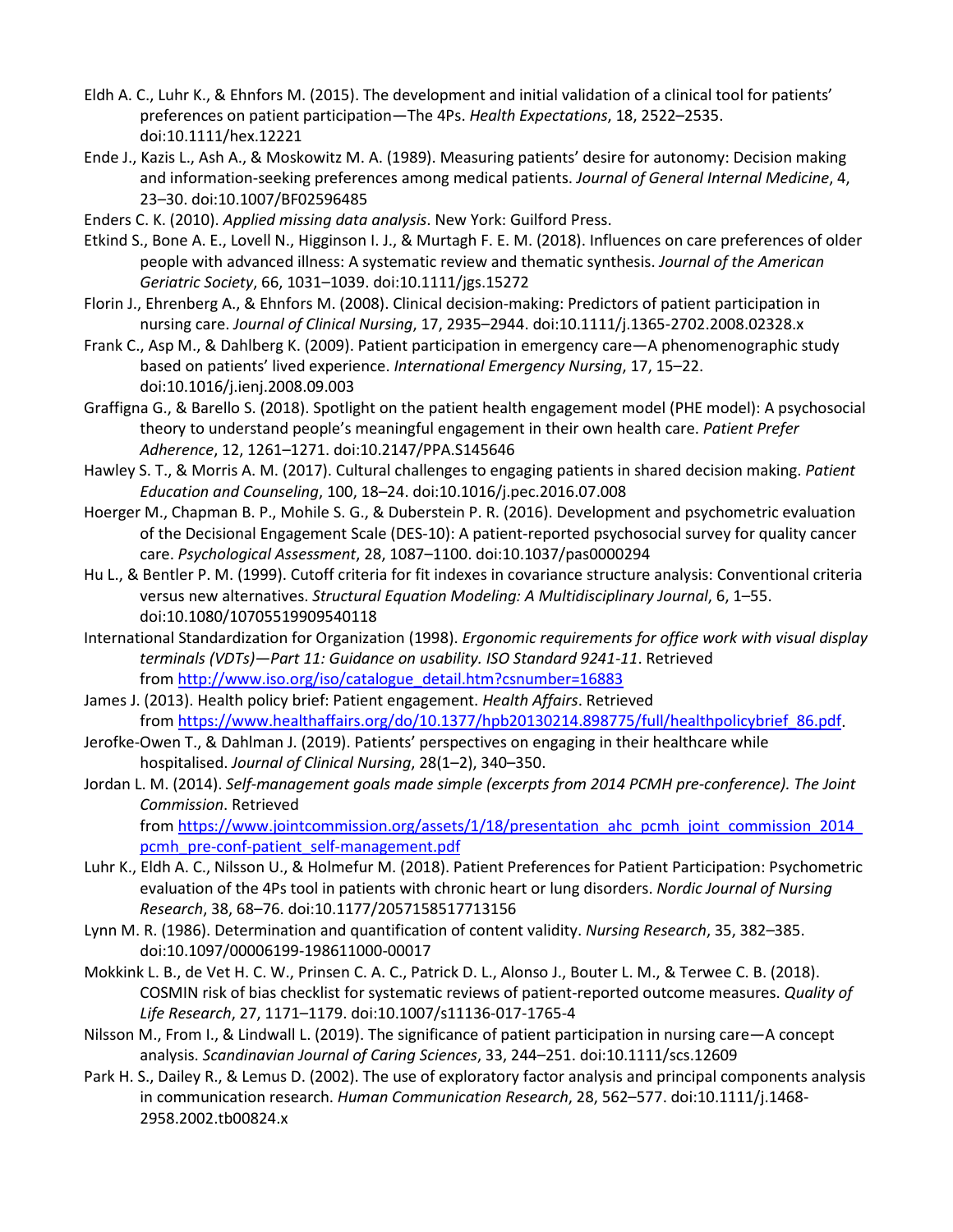Eldh A. C., Luhr K., & Ehnfors M. (2015). The development and initial validation of a clinical tool for patients' preferences on patient participation—The 4Ps. *Health Expectations*, 18, 2522–2535. doi:10.1111/hex.12221

Ende J., Kazis L., Ash A., & Moskowitz M. A. (1989). Measuring patients' desire for autonomy: Decision making and information-seeking preferences among medical patients. *Journal of General Internal Medicine*, 4, 23–30. doi:10.1007/BF02596485

Enders C. K. (2010). *Applied missing data analysis*. New York: Guilford Press.

Etkind S., Bone A. E., Lovell N., Higginson I. J., & Murtagh F. E. M. (2018). Influences on care preferences of older people with advanced illness: A systematic review and thematic synthesis. *Journal of the American Geriatric Society*, 66, 1031–1039. doi:10.1111/jgs.15272

Florin J., Ehrenberg A., & Ehnfors M. (2008). Clinical decision-making: Predictors of patient participation in nursing care. *Journal of Clinical Nursing*, 17, 2935–2944. doi:10.1111/j.1365-2702.2008.02328.x

Frank C., Asp M., & Dahlberg K. (2009). Patient participation in emergency care—A phenomenographic study based on patients' lived experience. *International Emergency Nursing*, 17, 15–22. doi:10.1016/j.ienj.2008.09.003

Graffigna G., & Barello S. (2018). Spotlight on the patient health engagement model (PHE model): A psychosocial theory to understand people's meaningful engagement in their own health care. *Patient Prefer Adherence*, 12, 1261–1271. doi:10.2147/PPA.S145646

Hawley S. T., & Morris A. M. (2017). Cultural challenges to engaging patients in shared decision making. *Patient Education and Counseling*, 100, 18–24. doi:10.1016/j.pec.2016.07.008

Hoerger M., Chapman B. P., Mohile S. G., & Duberstein P. R. (2016). Development and psychometric evaluation of the Decisional Engagement Scale (DES-10): A patient-reported psychosocial survey for quality cancer care. *Psychological Assessment*, 28, 1087–1100. doi:10.1037/pas0000294

Hu L., & Bentler P. M. (1999). Cutoff criteria for fit indexes in covariance structure analysis: Conventional criteria versus new alternatives. *Structural Equation Modeling: A Multidisciplinary Journal*, 6, 1–55. doi:10.1080/10705519909540118

International Standardization for Organization (1998). *Ergonomic requirements for office work with visual display terminals (VDTs)—Part 11: Guidance on usability. ISO Standard 9241-11*. Retrieved from [http://www.iso.org/iso/catalogue_detail.htm?csnumber=16883](http://www.iso.org/iso/catalogue_detail.htm?csnumber=16883)

James J. (2013). Health policy brief: Patient engagement. *Health Affairs*. Retrieved from [https://www.healthaffairs.org/do/10.1377/hpb20130214.898775/full/healthpolicybrief_86.pdf](https://www.healthaffairs.org/do/10.1377/hpb20130214.898775/full/healthpolicybrief_86.pdf).

Jerofke-Owen T., & Dahlman J. (2019). Patients' perspectives on engaging in their healthcare while hospitalised. *Journal of Clinical Nursing*, 28(1–2), 340–350.

Jordan L. M. (2014). *Self-management goals made simple (excerpts from 2014 PCMH pre-conference). The Joint Commission*. Retrieved from [https://www.jointcommission.org/assets/1/18/presentation_ahc_pcmh_joint_commission_2014_pcmh_pre-conf-patient_self-management.pdf](https://www.jointcommission.org/assets/1/18/presentation_ahc_pcmh_joint_commission_2014_pcmh_pre-conf-patient_self-management.pdf)

Luhr K., Eldh A. C., Nilsson U., & Holmefur M. (2018). Patient Preferences for Patient Participation: Psychometric evaluation of the 4Ps tool in patients with chronic heart or lung disorders. *Nordic Journal of Nursing Research*, 38, 68–76. doi:10.1177/2057158517713156

Lynn M. R. (1986). Determination and quantification of content validity. *Nursing Research*, 35, 382–385. doi:10.1097/00006199-198611000-00017

Mokkink L. B., de Vet H. C. W., Prinsen C. A. C., Patrick D. L., Alonso J., Bouter L. M., & Terwee C. B. (2018). COSMIN risk of bias checklist for systematic reviews of patient-reported outcome measures. *Quality of Life Research*, 27, 1171–1179. doi:10.1007/s11136-017-1765-4

Nilsson M., From I., & Lindwall L. (2019). The significance of patient participation in nursing care—A concept analysis. *Scandinavian Journal of Caring Sciences*, 33, 244–251. doi:10.1111/scs.12609

Park H. S., Dailey R., & Lemus D. (2002). The use of exploratory factor analysis and principal components analysis in communication research. *Human Communication Research*, 28, 562–577. doi:10.1111/j.1468-2958.2002.tb00824.x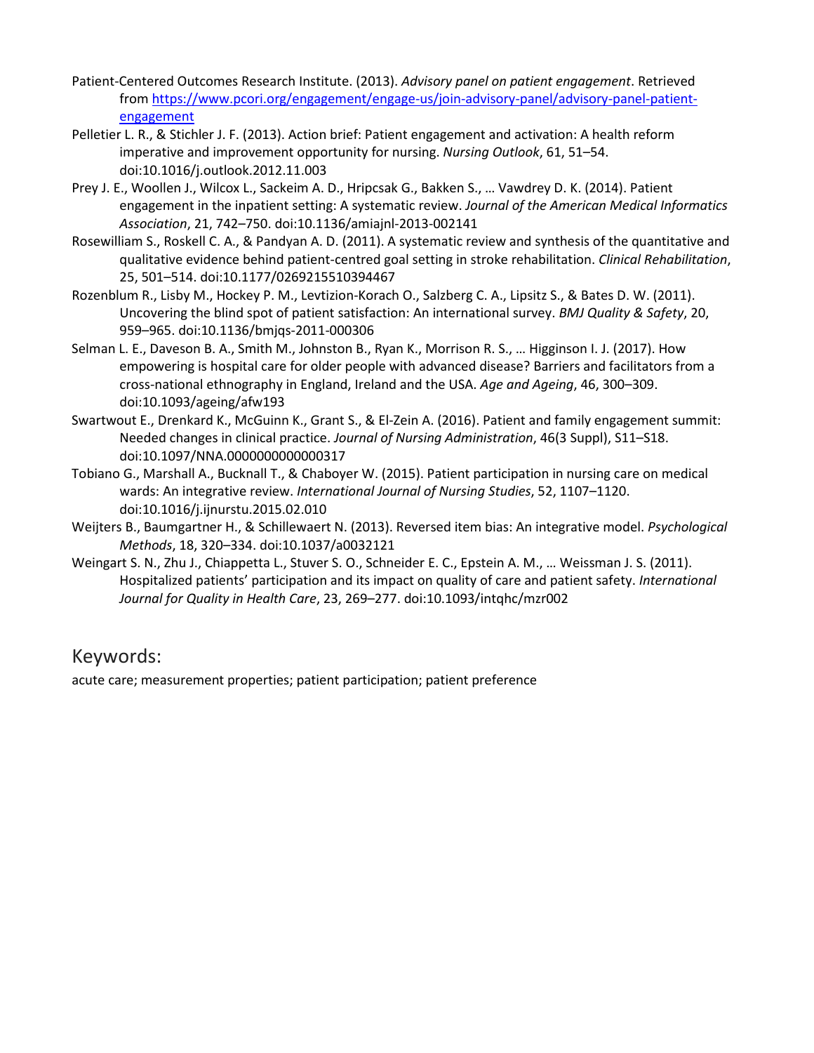Patient-Centered Outcomes Research Institute. (2013). *Advisory panel on patient engagement*. Retrieved from https://www.pcori.org/engagement/engage-us/join-advisory-panel/advisory-panel-patient-engagement

Pelletier L. R., & Stichler J. F. (2013). Action brief: Patient engagement and activation: A health reform imperative and improvement opportunity for nursing. *Nursing Outlook*, 61, 51–54. doi:10.1016/j.outlook.2012.11.003

Prey J. E., Woollen J., Wilcox L., Sackeim A. D., Hripcsak G., Bakken S., … Vawdrey D. K. (2014). Patient engagement in the inpatient setting: A systematic review. *Journal of the American Medical Informatics Association*, 21, 742–750. doi:10.1136/amiajnl-2013-002141

Rosewilliam S., Roskell C. A., & Pandyan A. D. (2011). A systematic review and synthesis of the quantitative and qualitative evidence behind patient-centred goal setting in stroke rehabilitation. *Clinical Rehabilitation*, 25, 501–514. doi:10.1177/0269215510394467

Rozenblum R., Lisby M., Hockey P. M., Levtizion-Korach O., Salzberg C. A., Lipsitz S., & Bates D. W. (2011). Uncovering the blind spot of patient satisfaction: An international survey. *BMJ Quality & Safety*, 20, 959–965. doi:10.1136/bmjqs-2011-000306

Selman L. E., Daveson B. A., Smith M., Johnston B., Ryan K., Morrison R. S., … Higginson I. J. (2017). How empowering is hospital care for older people with advanced disease? Barriers and facilitators from a cross-national ethnography in England, Ireland and the USA. *Age and Ageing*, 46, 300–309. doi:10.1093/ageing/afw193

Swartwout E., Drenkard K., McGuinn K., Grant S., & El-Zein A. (2016). Patient and family engagement summit: Needed changes in clinical practice. *Journal of Nursing Administration*, 46(3 Suppl), S11–S18. doi:10.1097/NNA.0000000000000317

Tobiano G., Marshall A., Bucknall T., & Chaboyer W. (2015). Patient participation in nursing care on medical wards: An integrative review. *International Journal of Nursing Studies*, 52, 1107–1120. doi:10.1016/j.ijnurstu.2015.02.010

Weijters B., Baumgartner H., & Schillewaert N. (2013). Reversed item bias: An integrative model. *Psychological Methods*, 18, 320–334. doi:10.1037/a0032121

Weingart S. N., Zhu J., Chiappetta L., Stuver S. O., Schneider E. C., Epstein A. M., … Weissman J. S. (2011). Hospitalized patients' participation and its impact on quality of care and patient safety. *International Journal for Quality in Health Care*, 23, 269–277. doi:10.1093/intqhc/mzr002

## Keywords:

acute care; measurement properties; patient participation; patient preference